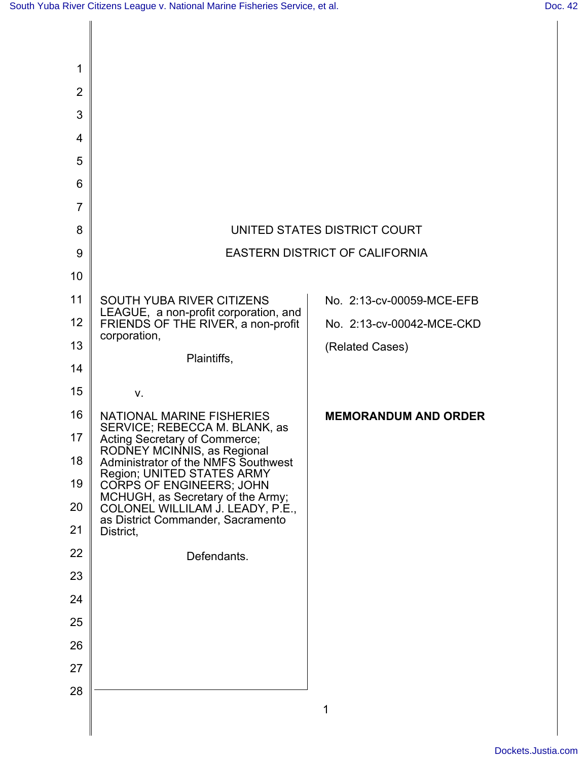UNITED STATES DISTRICT COURT

EASTERN DISTRICT OF CALIFORNIA

SOUTH YUBA RIVER CITIZENS LEAGUE, a non-profit corporation, and FRIENDS OF THE RIVER, a non-profit corporation,

Plaintiffs,

v.

NATIONAL MARINE FISHERIES SERVICE; REBECCA M. BLANK, as Acting Secretary of Commerce; RODNEY MCINNIS, as Regional Administrator of the NMFS Southwest Region; UNITED STATES ARMY CORPS OF ENGINEERS; JOHN MCHUGH, as Secretary of the Army; COLONEL WILLILAM J. LEADY, P.E., as District Commander, Sacramento District,

Defendants.

No. 2:13-cv-00059-MCE-EFB

No. 2:13-cv-00042-MCE-CKD

(Related Cases)

**MEMORANDUM AND ORDER**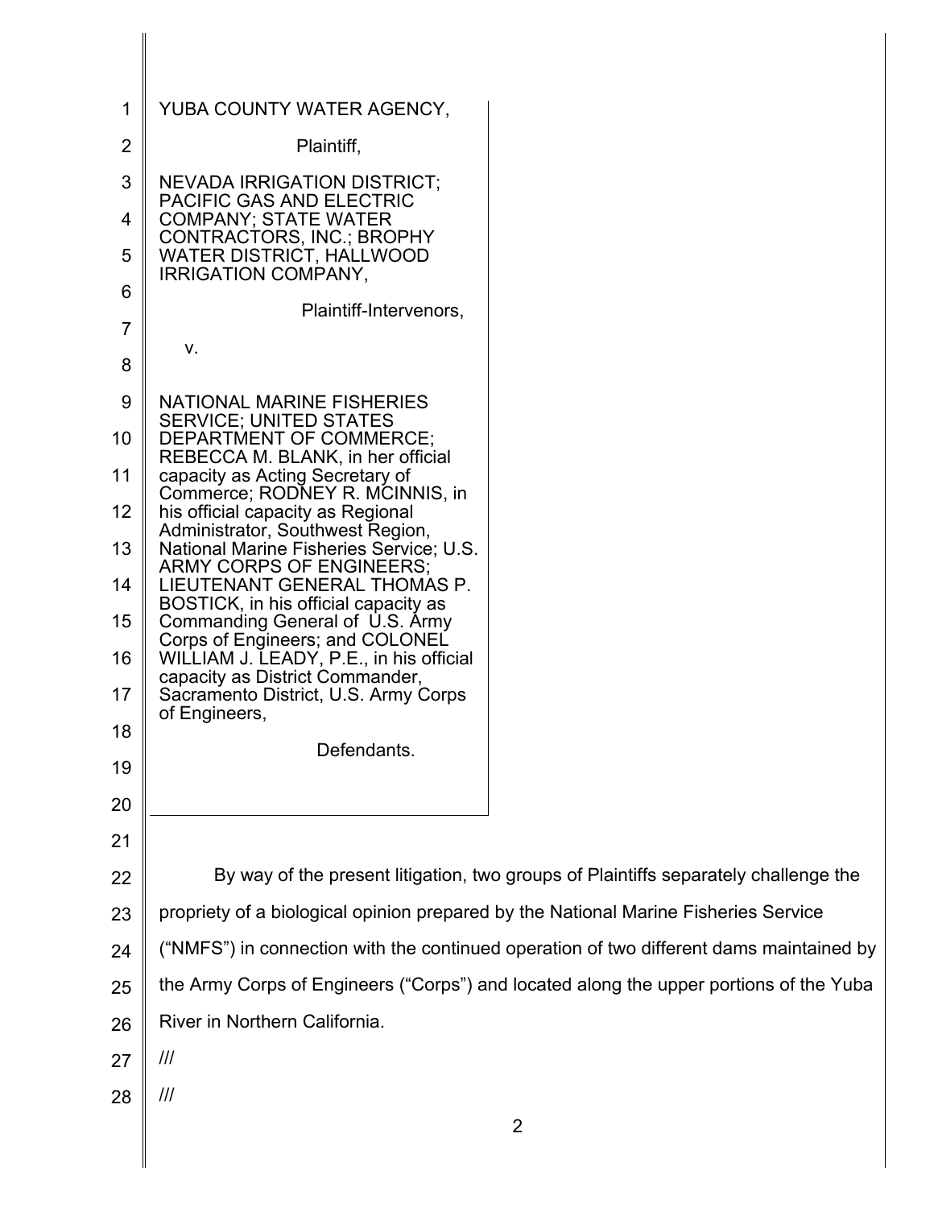YUBA COUNTY WATER AGENCY,

Plaintiff,

NEVADA IRRIGATION DISTRICT; PACIFIC GAS AND ELECTRIC COMPANY; STATE WATER CONTRACTORS, INC.; BROPHY WATER DISTRICT, HALLWOOD IRRIGATION COMPANY,

Plaintiff-Intervenors,

v.

NATIONAL MARINE FISHERIES SERVICE; UNITED STATES DEPARTMENT OF COMMERCE; REBECCA M. BLANK, in her official capacity as Acting Secretary of Commerce; RODNEY R. MCINNIS, in his official capacity as Regional Administrator, Southwest Region, National Marine Fisheries Service; U.S. ARMY CORPS OF ENGINEERS; LIEUTENANT GENERAL THOMAS P. BOSTICK, in his official capacity as Commanding General of U.S. Army Corps of Engineers; and COLONEL WILLIAM J. LEADY, P.E., in his official capacity as District Commander, Sacramento District, U.S. Army Corps of Engineers,

Defendants.

By way of the present litigation, two groups of Plaintiffs separately challenge the propriety of a biological opinion prepared by the National Marine Fisheries Service ("NMFS") in connection with the continued operation of two different dams maintained by the Army Corps of Engineers ("Corps") and located along the upper portions of the Yuba River in Northern California.

///

///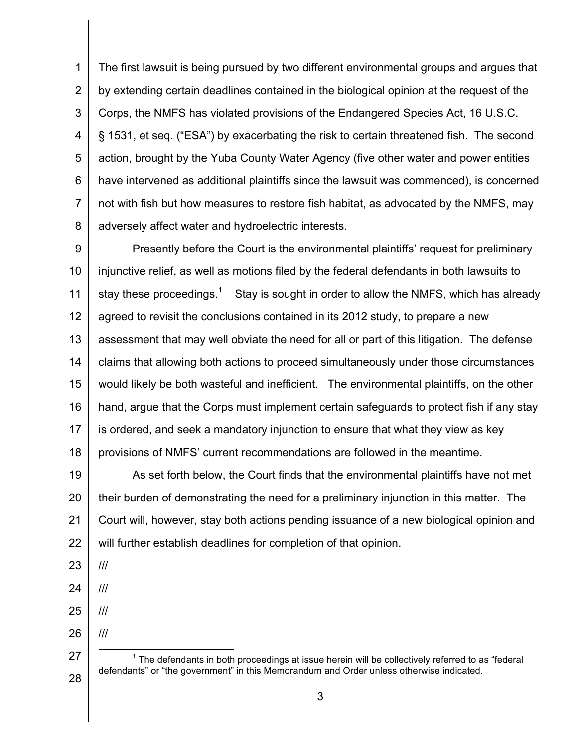The first lawsuit is being pursued by two different environmental groups and argues that by extending certain deadlines contained in the biological opinion at the request of the Corps, the NMFS has violated provisions of the Endangered Species Act, 16 U.S.C. § 1531, et seq. ("ESA") by exacerbating the risk to certain threatened fish. The second action, brought by the Yuba County Water Agency (five other water and power entities have intervened as additional plaintiffs since the lawsuit was commenced), is concerned not with fish but how measures to restore fish habitat, as advocated by the NMFS, may adversely affect water and hydroelectric interests.

Presently before the Court is the environmental plaintiffs' request for preliminary injunctive relief, as well as motions filed by the federal defendants in both lawsuits to stay these proceedings.[1] Stay is sought in order to allow the NMFS, which has already agreed to revisit the conclusions contained in its 2012 study, to prepare a new assessment that may well obviate the need for all or part of this litigation. The defense claims that allowing both actions to proceed simultaneously under those circumstances would likely be both wasteful and inefficient. The environmental plaintiffs, on the other hand, argue that the Corps must implement certain safeguards to protect fish if any stay is ordered, and seek a mandatory injunction to ensure that what they view as key provisions of NMFS' current recommendations are followed in the meantime.

As set forth below, the Court finds that the environmental plaintiffs have not met their burden of demonstrating the need for a preliminary injunction in this matter. The Court will, however, stay both actions pending issuance of a new biological opinion and will further establish deadlines for completion of that opinion.

///

///

///

///

[1] The defendants in both proceedings at issue herein will be collectively referred to as "federal defendants" or "the government" in this Memorandum and Order unless otherwise indicated.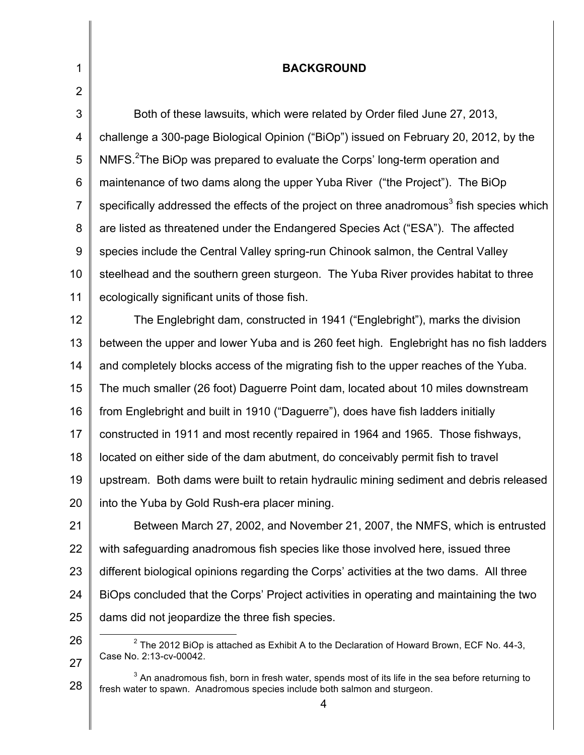## BACKGROUND

Both of these lawsuits, which were related by Order filed June 27, 2013, challenge a 300-page Biological Opinion ("BiOp") issued on February 20, 2012, by the NMFS.[2] The BiOp was prepared to evaluate the Corps' long-term operation and maintenance of two dams along the upper Yuba River ("the Project"). The BiOp specifically addressed the effects of the project on three anadromous[3] fish species which are listed as threatened under the Endangered Species Act ("ESA"). The affected species include the Central Valley spring-run Chinook salmon, the Central Valley steelhead and the southern green sturgeon. The Yuba River provides habitat to three ecologically significant units of those fish.

The Englebright dam, constructed in 1941 ("Englebright"), marks the division between the upper and lower Yuba and is 260 feet high. Englebright has no fish ladders and completely blocks access of the migrating fish to the upper reaches of the Yuba. The much smaller (26 foot) Daguerre Point dam, located about 10 miles downstream from Englebright and built in 1910 ("Daguerre"), does have fish ladders initially constructed in 1911 and most recently repaired in 1964 and 1965. Those fishways, located on either side of the dam abutment, do conceivably permit fish to travel upstream. Both dams were built to retain hydraulic mining sediment and debris released into the Yuba by Gold Rush-era placer mining.

Between March 27, 2002, and November 21, 2007, the NMFS, which is entrusted with safeguarding anadromous fish species like those involved here, issued three different biological opinions regarding the Corps' activities at the two dams. All three BiOps concluded that the Corps' Project activities in operating and maintaining the two dams did not jeopardize the three fish species.

---

[2] The 2012 BiOp is attached as Exhibit A to the Declaration of Howard Brown, ECF No. 44-3, Case No. 2:13-cv-00042.

[3] An anadromous fish, born in fresh water, spends most of its life in the sea before returning to fresh water to spawn. Anadromous species include both salmon and sturgeon.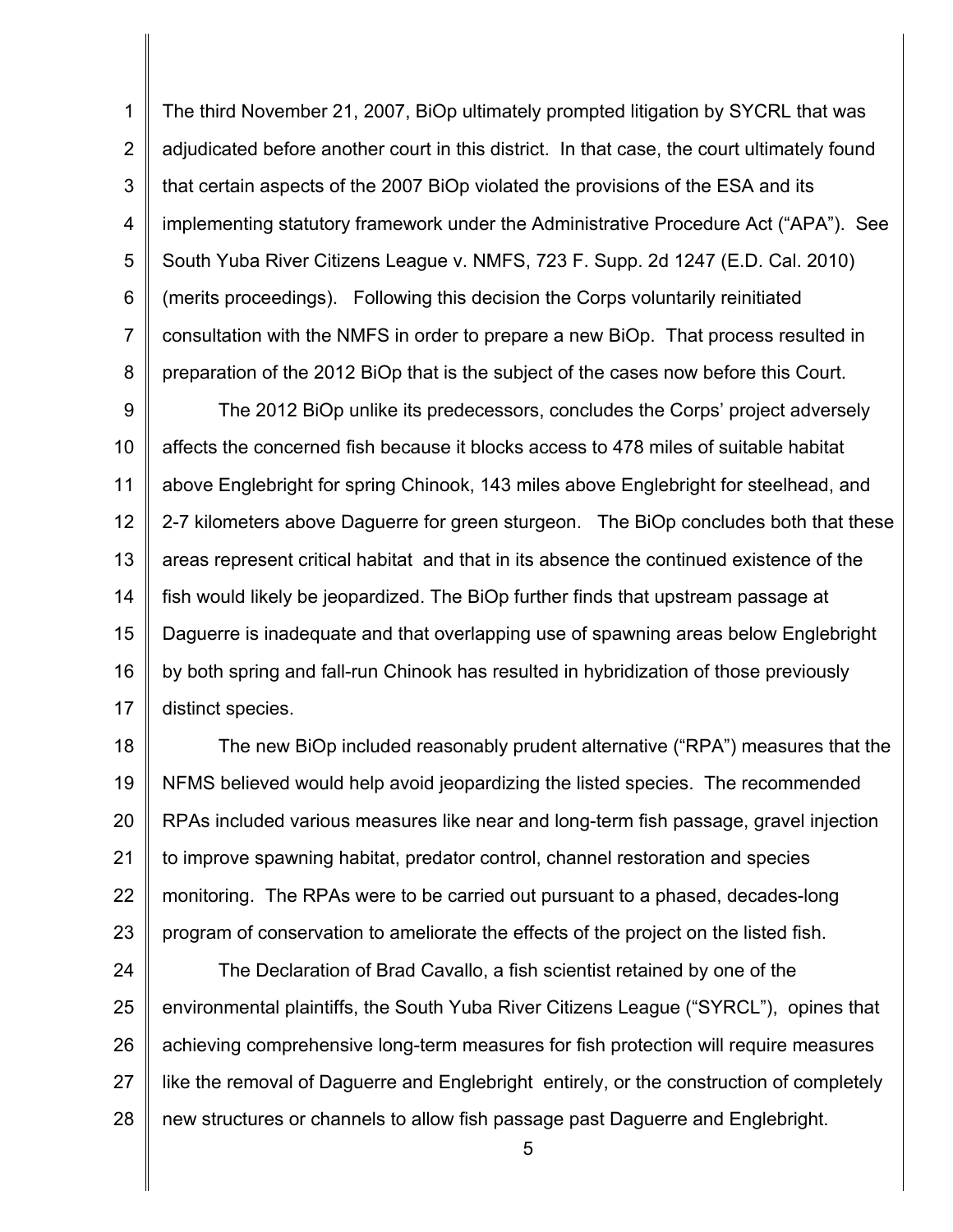The third November 21, 2007, BiOp ultimately prompted litigation by SYCRL that was adjudicated before another court in this district. In that case, the court ultimately found that certain aspects of the 2007 BiOp violated the provisions of the ESA and its implementing statutory framework under the Administrative Procedure Act ("APA"). See South Yuba River Citizens League v. NMFS, 723 F. Supp. 2d 1247 (E.D. Cal. 2010) (merits proceedings). Following this decision the Corps voluntarily reinitiated consultation with the NMFS in order to prepare a new BiOp. That process resulted in preparation of the 2012 BiOp that is the subject of the cases now before this Court.

The 2012 BiOp unlike its predecessors, concludes the Corps' project adversely affects the concerned fish because it blocks access to 478 miles of suitable habitat above Englebright for spring Chinook, 143 miles above Englebright for steelhead, and 2-7 kilometers above Daguerre for green sturgeon. The BiOp concludes both that these areas represent critical habitat and that in its absence the continued existence of the fish would likely be jeopardized. The BiOp further finds that upstream passage at Daguerre is inadequate and that overlapping use of spawning areas below Englebright by both spring and fall-run Chinook has resulted in hybridization of those previously distinct species.

The new BiOp included reasonably prudent alternative ("RPA") measures that the NFMS believed would help avoid jeopardizing the listed species. The recommended RPAs included various measures like near and long-term fish passage, gravel injection to improve spawning habitat, predator control, channel restoration and species monitoring. The RPAs were to be carried out pursuant to a phased, decades-long program of conservation to ameliorate the effects of the project on the listed fish.

The Declaration of Brad Cavallo, a fish scientist retained by one of the environmental plaintiffs, the South Yuba River Citizens League ("SYRCL"), opines that achieving comprehensive long-term measures for fish protection will require measures like the removal of Daguerre and Englebright entirely, or the construction of completely new structures or channels to allow fish passage past Daguerre and Englebright.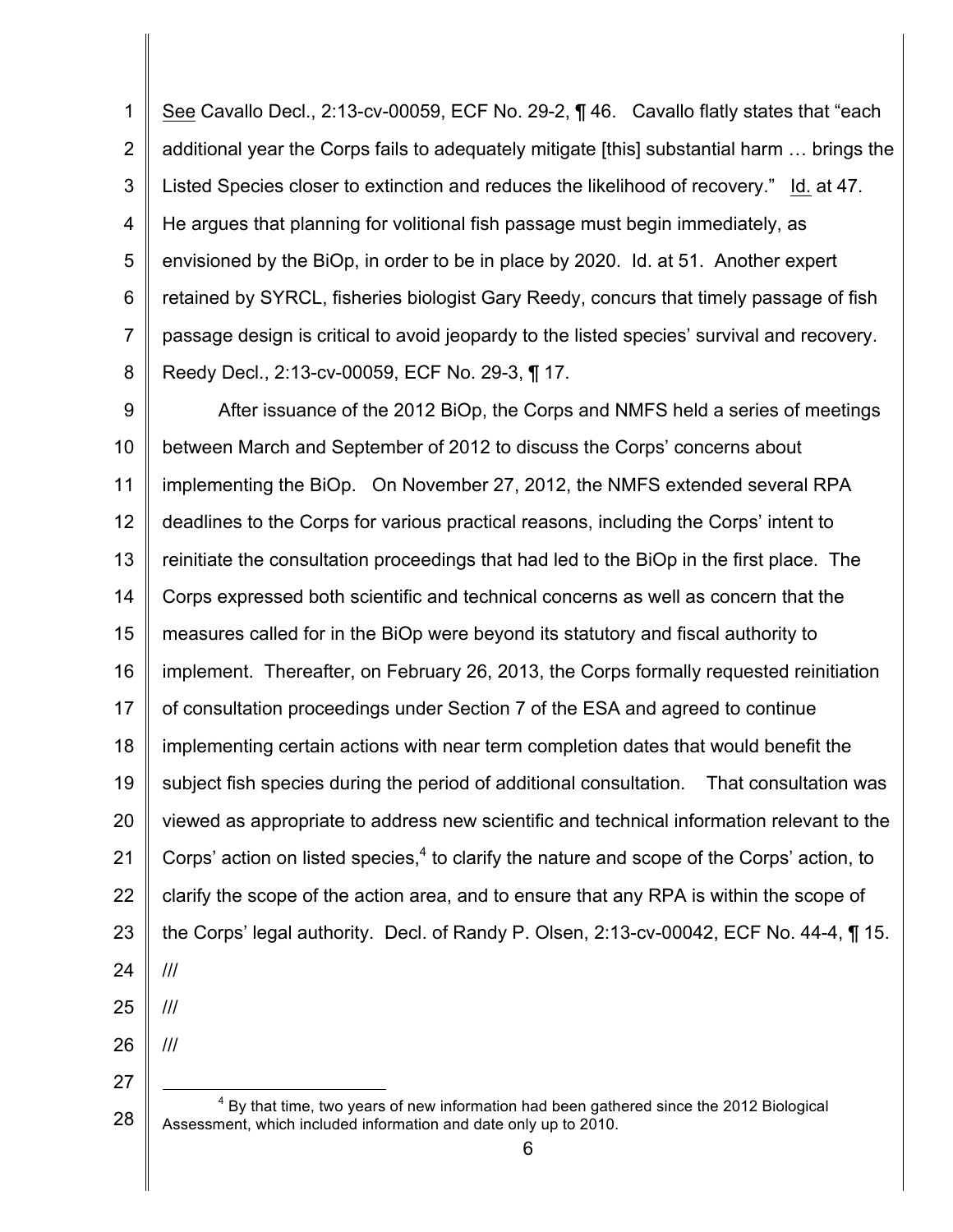See Cavallo Decl., 2:13-cv-00059, ECF No. 29-2, ¶ 46. Cavallo flatly states that "each additional year the Corps fails to adequately mitigate [this] substantial harm … brings the Listed Species closer to extinction and reduces the likelihood of recovery." Id. at 47. He argues that planning for volitional fish passage must begin immediately, as envisioned by the BiOp, in order to be in place by 2020. Id. at 51. Another expert retained by SYRCL, fisheries biologist Gary Reedy, concurs that timely passage of fish passage design is critical to avoid jeopardy to the listed species' survival and recovery. Reedy Decl., 2:13-cv-00059, ECF No. 29-3, ¶ 17.

After issuance of the 2012 BiOp, the Corps and NMFS held a series of meetings between March and September of 2012 to discuss the Corps' concerns about implementing the BiOp. On November 27, 2012, the NMFS extended several RPA deadlines to the Corps for various practical reasons, including the Corps' intent to reinitiate the consultation proceedings that had led to the BiOp in the first place. The Corps expressed both scientific and technical concerns as well as concern that the measures called for in the BiOp were beyond its statutory and fiscal authority to implement. Thereafter, on February 26, 2013, the Corps formally requested reinitiation of consultation proceedings under Section 7 of the ESA and agreed to continue implementing certain actions with near term completion dates that would benefit the subject fish species during the period of additional consultation. That consultation was viewed as appropriate to address new scientific and technical information relevant to the Corps' action on listed species,[4] to clarify the nature and scope of the Corps' action, to clarify the scope of the action area, and to ensure that any RPA is within the scope of the Corps' legal authority. Decl. of Randy P. Olsen, 2:13-cv-00042, ECF No. 44-4, ¶ 15.

///

///

///

[4] By that time, two years of new information had been gathered since the 2012 Biological Assessment, which included information and date only up to 2010.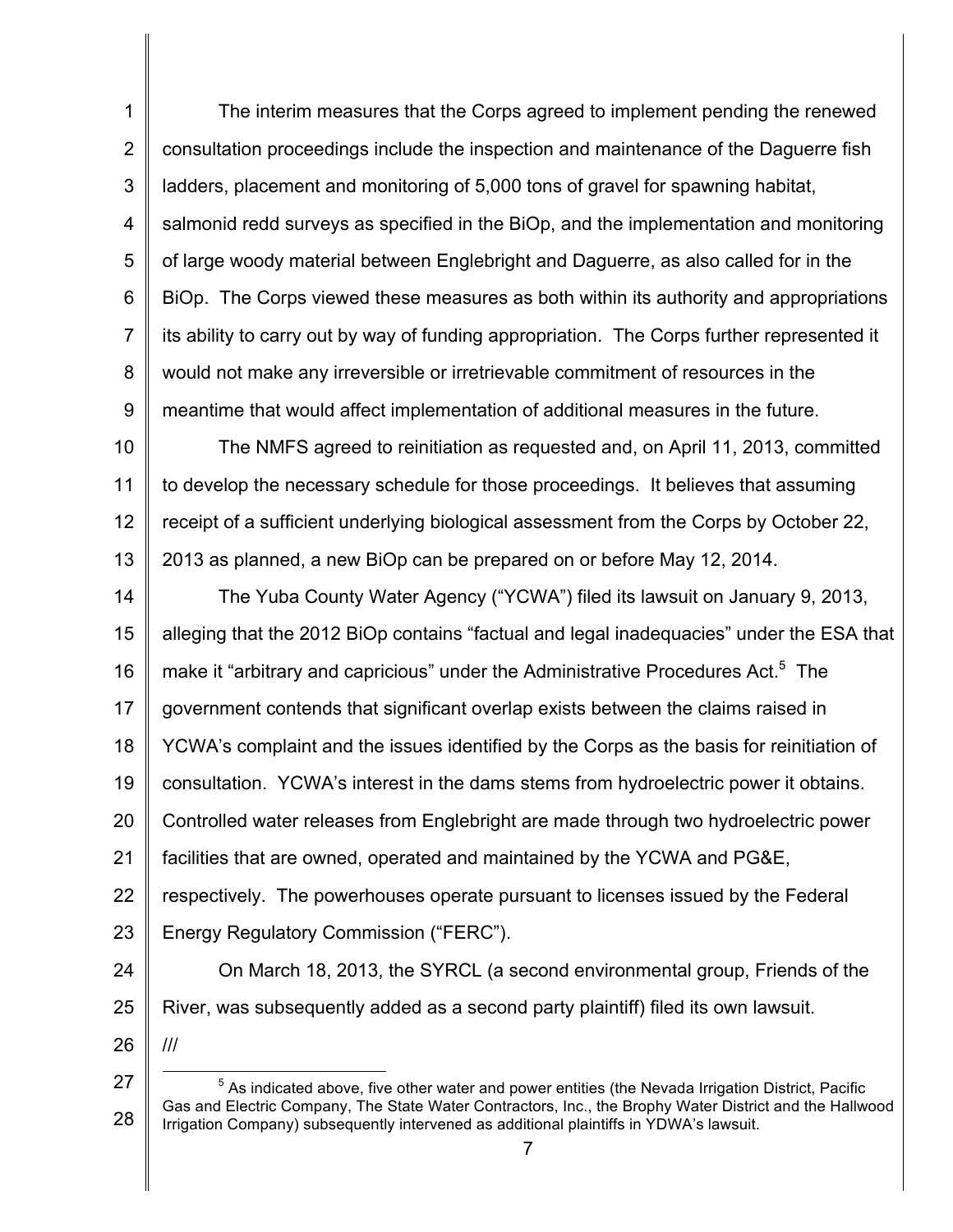The interim measures that the Corps agreed to implement pending the renewed consultation proceedings include the inspection and maintenance of the Daguerre fish ladders, placement and monitoring of 5,000 tons of gravel for spawning habitat, salmonid redd surveys as specified in the BiOp, and the implementation and monitoring of large woody material between Englebright and Daguerre, as also called for in the BiOp. The Corps viewed these measures as both within its authority and appropriations its ability to carry out by way of funding appropriation. The Corps further represented it would not make any irreversible or irretrievable commitment of resources in the meantime that would affect implementation of additional measures in the future.

The NMFS agreed to reinitiation as requested and, on April 11, 2013, committed to develop the necessary schedule for those proceedings. It believes that assuming receipt of a sufficient underlying biological assessment from the Corps by October 22, 2013 as planned, a new BiOp can be prepared on or before May 12, 2014.

The Yuba County Water Agency ("YCWA") filed its lawsuit on January 9, 2013, alleging that the 2012 BiOp contains "factual and legal inadequacies" under the ESA that make it "arbitrary and capricious" under the Administrative Procedures Act.[5] The government contends that significant overlap exists between the claims raised in YCWA's complaint and the issues identified by the Corps as the basis for reinitiation of consultation. YCWA's interest in the dams stems from hydroelectric power it obtains. Controlled water releases from Englebright are made through two hydroelectric power facilities that are owned, operated and maintained by the YCWA and PG&E, respectively. The powerhouses operate pursuant to licenses issued by the Federal Energy Regulatory Commission ("FERC").

On March 18, 2013, the SYRCL (a second environmental group, Friends of the River, was subsequently added as a second party plaintiff) filed its own lawsuit.

///

[5] As indicated above, five other water and power entities (the Nevada Irrigation District, Pacific Gas and Electric Company, The State Water Contractors, Inc., the Brophy Water District and the Hallwood Irrigation Company) subsequently intervened as additional plaintiffs in YDWA's lawsuit.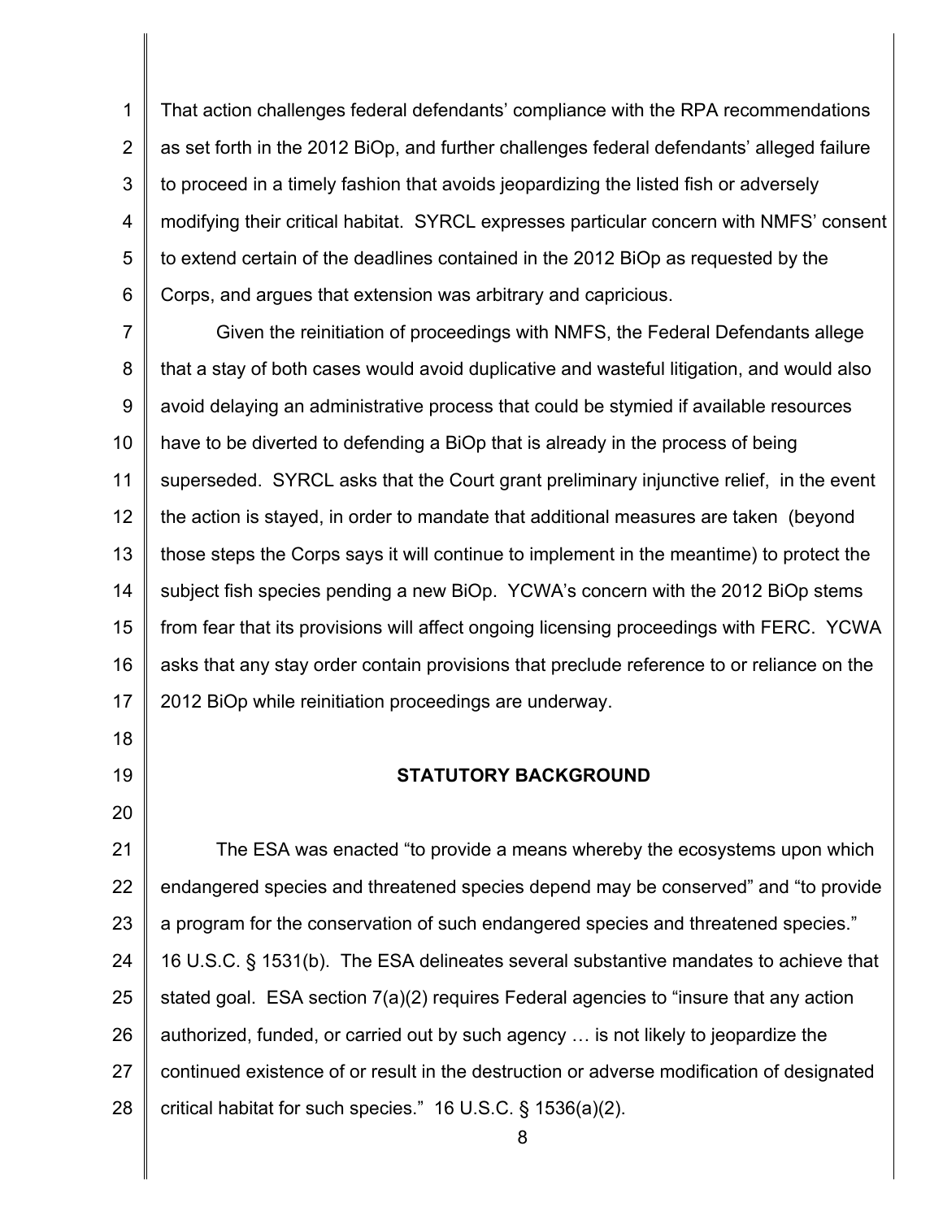That action challenges federal defendants' compliance with the RPA recommendations as set forth in the 2012 BiOp, and further challenges federal defendants' alleged failure to proceed in a timely fashion that avoids jeopardizing the listed fish or adversely modifying their critical habitat. SYRCL expresses particular concern with NMFS' consent to extend certain of the deadlines contained in the 2012 BiOp as requested by the Corps, and argues that extension was arbitrary and capricious.

Given the reinitiation of proceedings with NMFS, the Federal Defendants allege that a stay of both cases would avoid duplicative and wasteful litigation, and would also avoid delaying an administrative process that could be stymied if available resources have to be diverted to defending a BiOp that is already in the process of being superseded. SYRCL asks that the Court grant preliminary injunctive relief, in the event the action is stayed, in order to mandate that additional measures are taken (beyond those steps the Corps says it will continue to implement in the meantime) to protect the subject fish species pending a new BiOp. YCWA's concern with the 2012 BiOp stems from fear that its provisions will affect ongoing licensing proceedings with FERC. YCWA asks that any stay order contain provisions that preclude reference to or reliance on the 2012 BiOp while reinitiation proceedings are underway.

## STATUTORY BACKGROUND

The ESA was enacted "to provide a means whereby the ecosystems upon which endangered species and threatened species depend may be conserved" and "to provide a program for the conservation of such endangered species and threatened species." 16 U.S.C. § 1531(b). The ESA delineates several substantive mandates to achieve that stated goal. ESA section 7(a)(2) requires Federal agencies to "insure that any action authorized, funded, or carried out by such agency … is not likely to jeopardize the continued existence of or result in the destruction or adverse modification of designated critical habitat for such species." 16 U.S.C. § 1536(a)(2).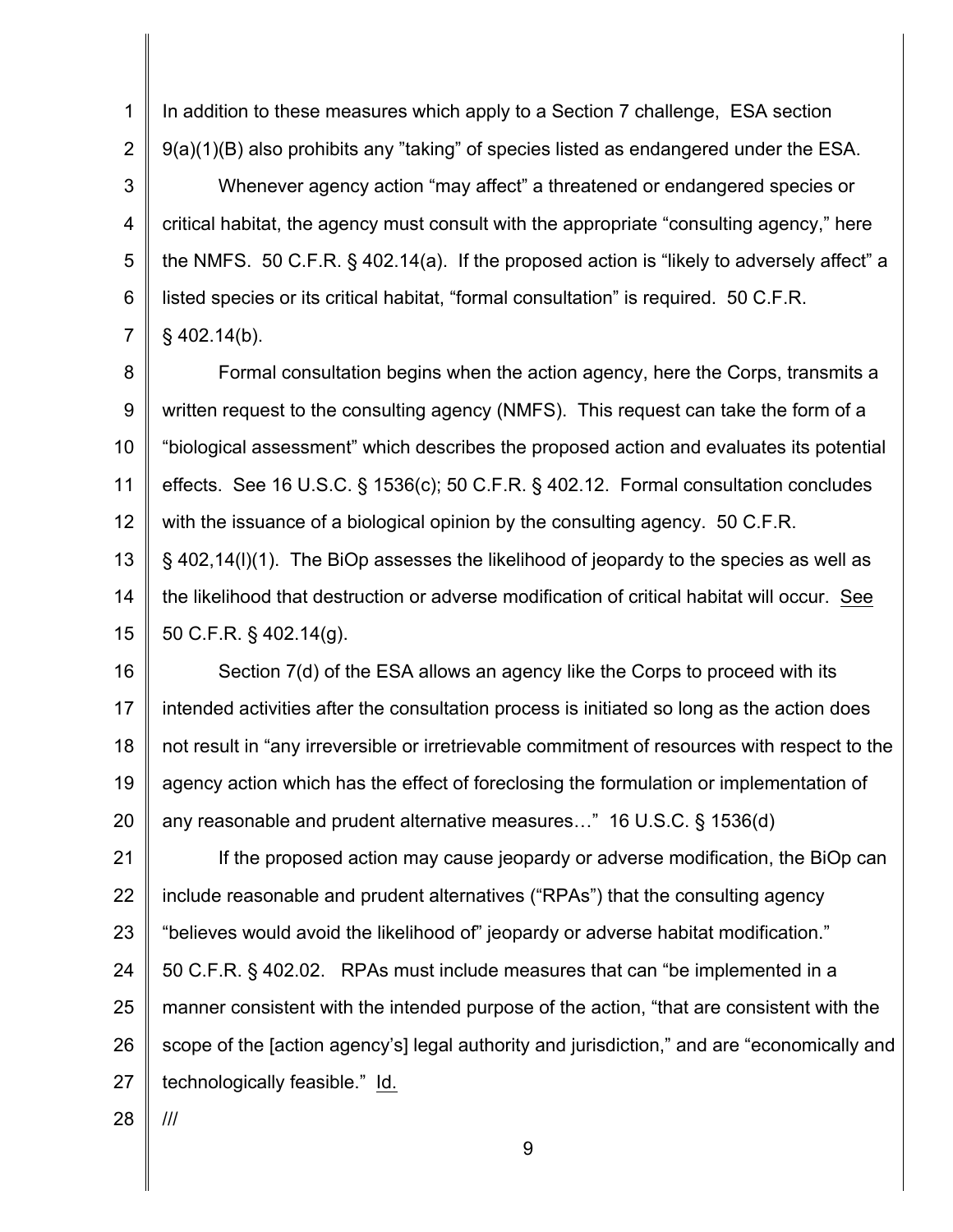In addition to these measures which apply to a Section 7 challenge, ESA section 9(a)(1)(B) also prohibits any ”taking” of species listed as endangered under the ESA.

Whenever agency action “may affect” a threatened or endangered species or critical habitat, the agency must consult with the appropriate “consulting agency,” here the NMFS. 50 C.F.R. § 402.14(a). If the proposed action is “likely to adversely affect” a listed species or its critical habitat, “formal consultation” is required. 50 C.F.R. § 402.14(b).

Formal consultation begins when the action agency, here the Corps, transmits a written request to the consulting agency (NMFS). This request can take the form of a “biological assessment” which describes the proposed action and evaluates its potential effects. See 16 U.S.C. § 1536(c); 50 C.F.R. § 402.12. Formal consultation concludes with the issuance of a biological opinion by the consulting agency. 50 C.F.R. § 402,14(l)(1). The BiOp assesses the likelihood of jeopardy to the species as well as the likelihood that destruction or adverse modification of critical habitat will occur. See 50 C.F.R. § 402.14(g).

Section 7(d) of the ESA allows an agency like the Corps to proceed with its intended activities after the consultation process is initiated so long as the action does not result in “any irreversible or irretrievable commitment of resources with respect to the agency action which has the effect of foreclosing the formulation or implementation of any reasonable and prudent alternative measures…” 16 U.S.C. § 1536(d)

If the proposed action may cause jeopardy or adverse modification, the BiOp can include reasonable and prudent alternatives (“RPAs”) that the consulting agency “believes would avoid the likelihood of” jeopardy or adverse habitat modification.” 50 C.F.R. § 402.02. RPAs must include measures that can “be implemented in a manner consistent with the intended purpose of the action, “that are consistent with the scope of the [action agency’s] legal authority and jurisdiction,” and are “economically and technologically feasible.” Id.

///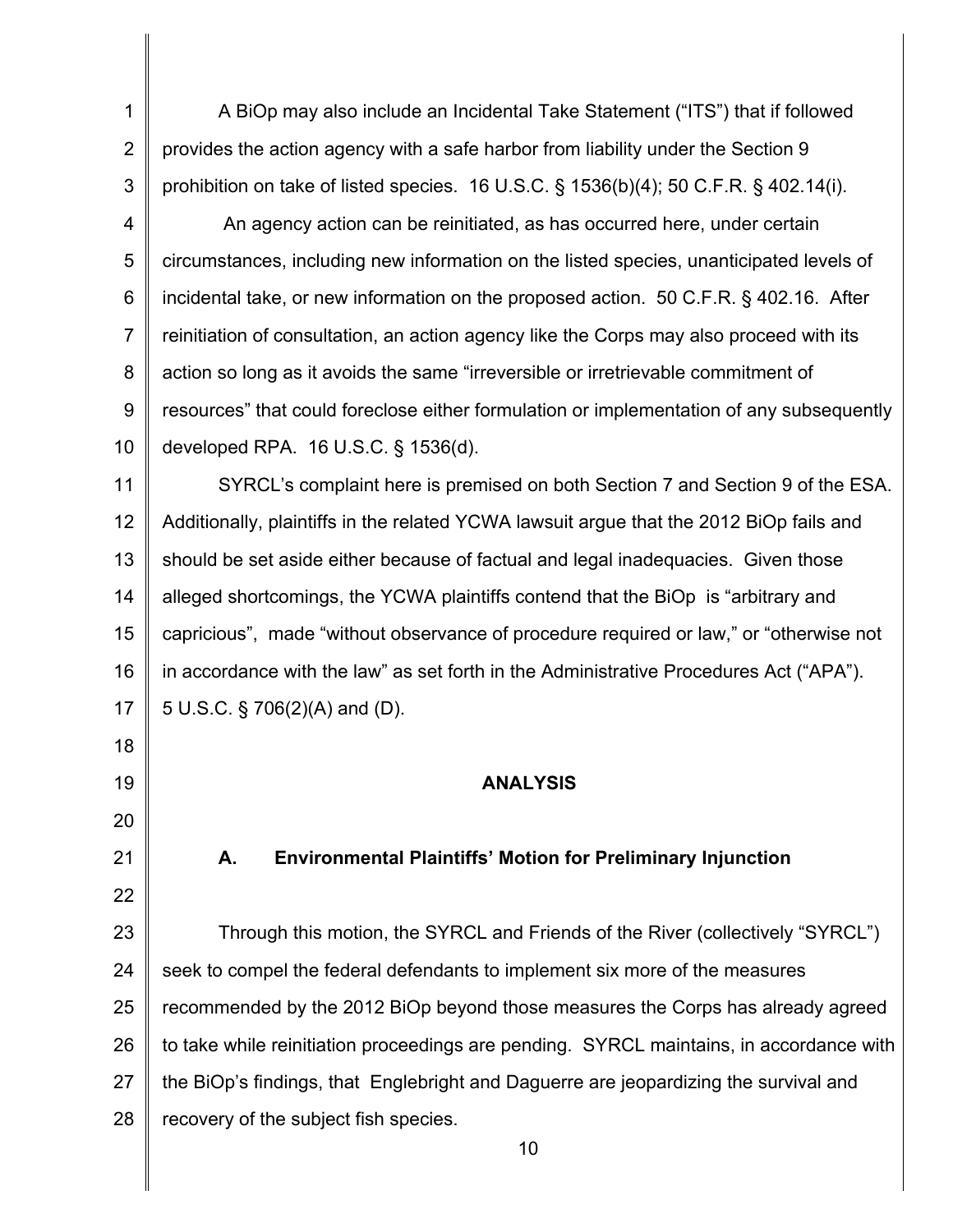A BiOp may also include an Incidental Take Statement ("ITS") that if followed provides the action agency with a safe harbor from liability under the Section 9 prohibition on take of listed species. 16 U.S.C. § 1536(b)(4); 50 C.F.R. § 402.14(i).

An agency action can be reinitiated, as has occurred here, under certain circumstances, including new information on the listed species, unanticipated levels of incidental take, or new information on the proposed action. 50 C.F.R. § 402.16. After reinitiation of consultation, an action agency like the Corps may also proceed with its action so long as it avoids the same "irreversible or irretrievable commitment of resources" that could foreclose either formulation or implementation of any subsequently developed RPA. 16 U.S.C. § 1536(d).

SYRCL's complaint here is premised on both Section 7 and Section 9 of the ESA. Additionally, plaintiffs in the related YCWA lawsuit argue that the 2012 BiOp fails and should be set aside either because of factual and legal inadequacies. Given those alleged shortcomings, the YCWA plaintiffs contend that the BiOp is "arbitrary and capricious", made "without observance of procedure required or law," or "otherwise not in accordance with the law" as set forth in the Administrative Procedures Act ("APA"). 5 U.S.C. § 706(2)(A) and (D).

## ANALYSIS

### A. Environmental Plaintiffs' Motion for Preliminary Injunction

Through this motion, the SYRCL and Friends of the River (collectively "SYRCL") seek to compel the federal defendants to implement six more of the measures recommended by the 2012 BiOp beyond those measures the Corps has already agreed to take while reinitiation proceedings are pending. SYRCL maintains, in accordance with the BiOp's findings, that Englebright and Daguerre are jeopardizing the survival and recovery of the subject fish species.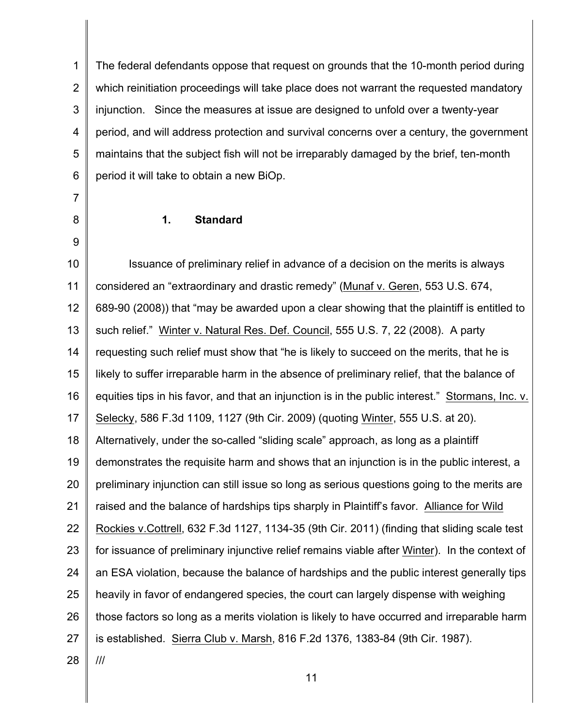The federal defendants oppose that request on grounds that the 10-month period during which reinitiation proceedings will take place does not warrant the requested mandatory injunction. Since the measures at issue are designed to unfold over a twenty-year period, and will address protection and survival concerns over a century, the government maintains that the subject fish will not be irreparably damaged by the brief, ten-month period it will take to obtain a new BiOp.

### 1. Standard

Issuance of preliminary relief in advance of a decision on the merits is always considered an "extraordinary and drastic remedy" (Munaf v. Geren, 553 U.S. 674, 689-90 (2008)) that "may be awarded upon a clear showing that the plaintiff is entitled to such relief." Winter v. Natural Res. Def. Council, 555 U.S. 7, 22 (2008). A party requesting such relief must show that "he is likely to succeed on the merits, that he is likely to suffer irreparable harm in the absence of preliminary relief, that the balance of equities tips in his favor, and that an injunction is in the public interest." Stormans, Inc. v. Selecky, 586 F.3d 1109, 1127 (9th Cir. 2009) (quoting Winter, 555 U.S. at 20). Alternatively, under the so-called "sliding scale" approach, as long as a plaintiff demonstrates the requisite harm and shows that an injunction is in the public interest, a preliminary injunction can still issue so long as serious questions going to the merits are raised and the balance of hardships tips sharply in Plaintiff's favor. Alliance for Wild Rockies v.Cottrell, 632 F.3d 1127, 1134-35 (9th Cir. 2011) (finding that sliding scale test for issuance of preliminary injunctive relief remains viable after Winter). In the context of an ESA violation, because the balance of hardships and the public interest generally tips heavily in favor of endangered species, the court can largely dispense with weighing those factors so long as a merits violation is likely to have occurred and irreparable harm is established. Sierra Club v. Marsh, 816 F.2d 1376, 1383-84 (9th Cir. 1987).

///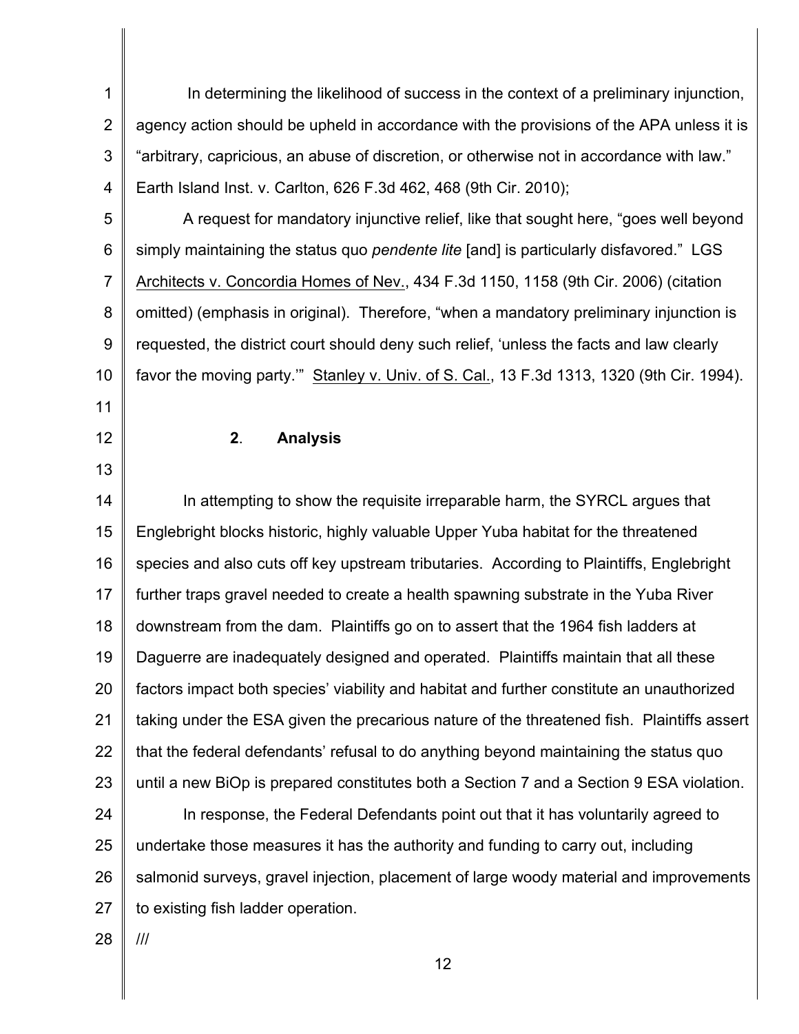In determining the likelihood of success in the context of a preliminary injunction, agency action should be upheld in accordance with the provisions of the APA unless it is "arbitrary, capricious, an abuse of discretion, or otherwise not in accordance with law." Earth Island Inst. v. Carlton, 626 F.3d 462, 468 (9th Cir. 2010);

A request for mandatory injunctive relief, like that sought here, "goes well beyond simply maintaining the status quo *pendente lite* [and] is particularly disfavored." LGS Architects v. Concordia Homes of Nev., 434 F.3d 1150, 1158 (9th Cir. 2006) (citation omitted) (emphasis in original). Therefore, "when a mandatory preliminary injunction is requested, the district court should deny such relief, 'unless the facts and law clearly favor the moving party.'" Stanley v. Univ. of S. Cal., 13 F.3d 1313, 1320 (9th Cir. 1994).

**2. Analysis**

In attempting to show the requisite irreparable harm, the SYRCL argues that Englebright blocks historic, highly valuable Upper Yuba habitat for the threatened species and also cuts off key upstream tributaries. According to Plaintiffs, Englebright further traps gravel needed to create a health spawning substrate in the Yuba River downstream from the dam. Plaintiffs go on to assert that the 1964 fish ladders at Daguerre are inadequately designed and operated. Plaintiffs maintain that all these factors impact both species' viability and habitat and further constitute an unauthorized taking under the ESA given the precarious nature of the threatened fish. Plaintiffs assert that the federal defendants' refusal to do anything beyond maintaining the status quo until a new BiOp is prepared constitutes both a Section 7 and a Section 9 ESA violation.

In response, the Federal Defendants point out that it has voluntarily agreed to undertake those measures it has the authority and funding to carry out, including salmonid surveys, gravel injection, placement of large woody material and improvements to existing fish ladder operation.

///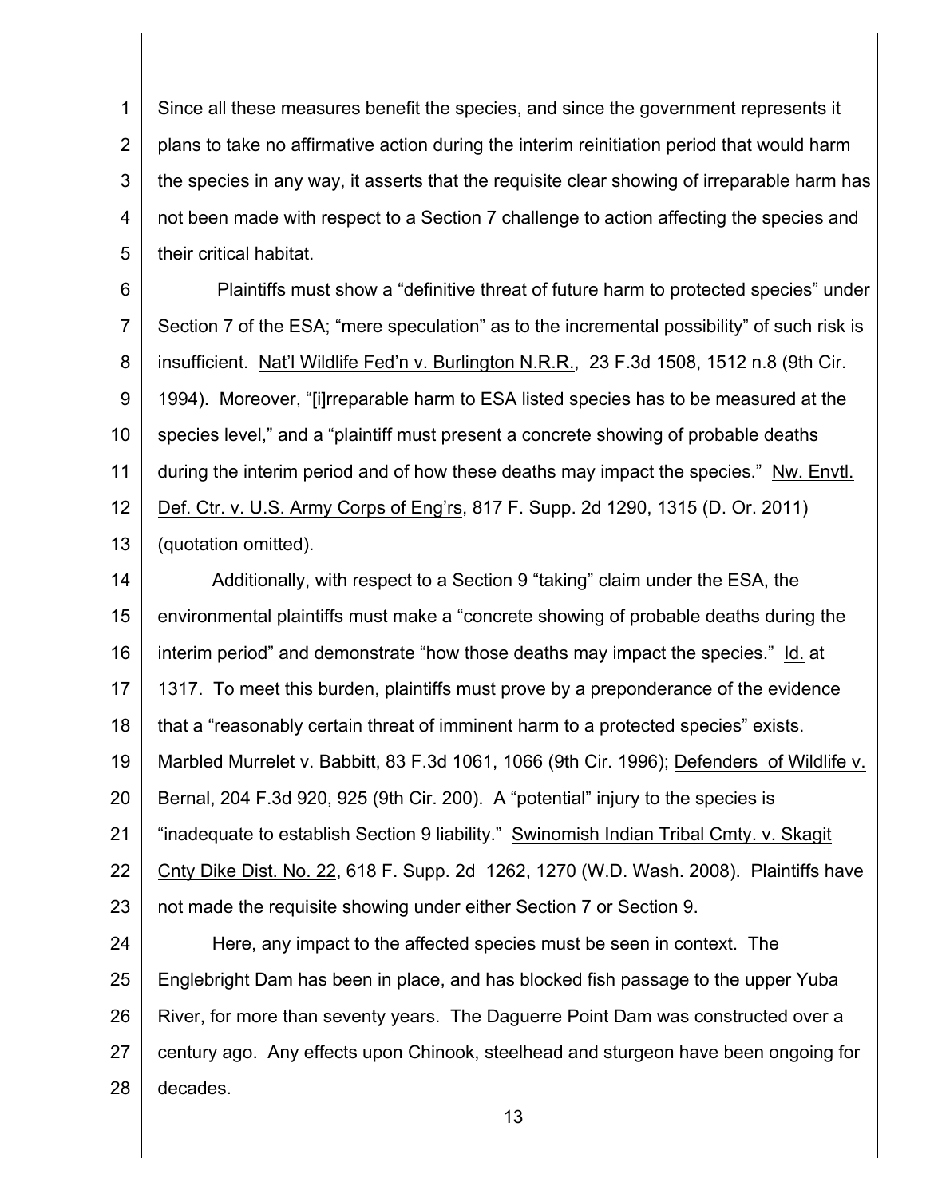Since all these measures benefit the species, and since the government represents it plans to take no affirmative action during the interim reinitiation period that would harm the species in any way, it asserts that the requisite clear showing of irreparable harm has not been made with respect to a Section 7 challenge to action affecting the species and their critical habitat.

Plaintiffs must show a "definitive threat of future harm to protected species" under Section 7 of the ESA; "mere speculation" as to the incremental possibility" of such risk is insufficient. Nat'l Wildlife Fed'n v. Burlington N.R.R., 23 F.3d 1508, 1512 n.8 (9th Cir. 1994). Moreover, "[i]rreparable harm to ESA listed species has to be measured at the species level," and a "plaintiff must present a concrete showing of probable deaths during the interim period and of how these deaths may impact the species." Nw. Envtl. Def. Ctr. v. U.S. Army Corps of Eng'rs, 817 F. Supp. 2d 1290, 1315 (D. Or. 2011) (quotation omitted).

Additionally, with respect to a Section 9 "taking" claim under the ESA, the environmental plaintiffs must make a "concrete showing of probable deaths during the interim period" and demonstrate "how those deaths may impact the species." Id. at 1317. To meet this burden, plaintiffs must prove by a preponderance of the evidence that a "reasonably certain threat of imminent harm to a protected species" exists. Marbled Murrelet v. Babbitt, 83 F.3d 1061, 1066 (9th Cir. 1996); Defenders of Wildlife v. Bernal, 204 F.3d 920, 925 (9th Cir. 200). A "potential" injury to the species is "inadequate to establish Section 9 liability." Swinomish Indian Tribal Cmty. v. Skagit Cnty Dike Dist. No. 22, 618 F. Supp. 2d 1262, 1270 (W.D. Wash. 2008). Plaintiffs have not made the requisite showing under either Section 7 or Section 9.

Here, any impact to the affected species must be seen in context. The Englebright Dam has been in place, and has blocked fish passage to the upper Yuba River, for more than seventy years. The Daguerre Point Dam was constructed over a century ago. Any effects upon Chinook, steelhead and sturgeon have been ongoing for decades.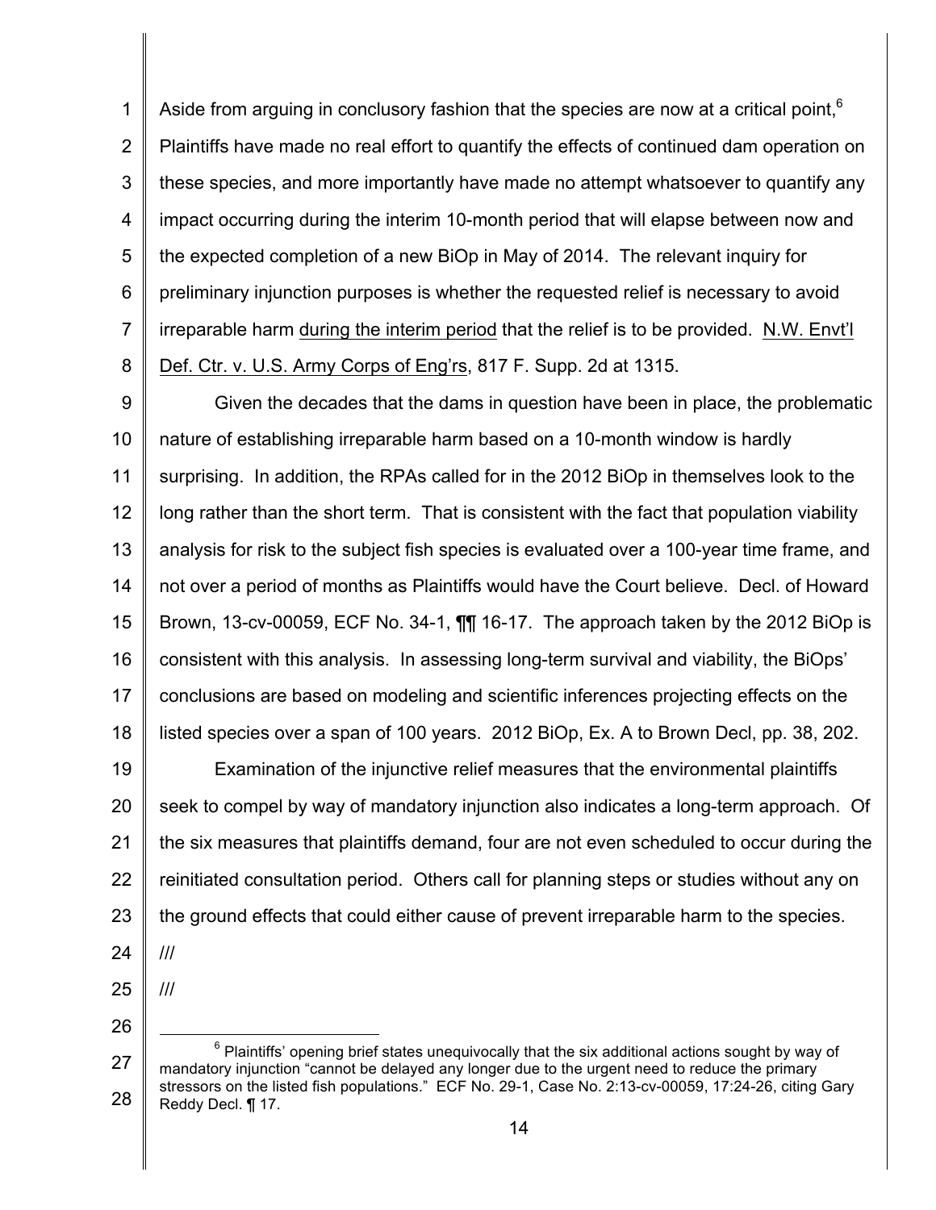Aside from arguing in conclusory fashion that the species are now at a critical point,[6] Plaintiffs have made no real effort to quantify the effects of continued dam operation on these species, and more importantly have made no attempt whatsoever to quantify any impact occurring during the interim 10-month period that will elapse between now and the expected completion of a new BiOp in May of 2014. The relevant inquiry for preliminary injunction purposes is whether the requested relief is necessary to avoid irreparable harm during the interim period that the relief is to be provided. N.W. Envt'l Def. Ctr. v. U.S. Army Corps of Eng'rs, 817 F. Supp. 2d at 1315.

Given the decades that the dams in question have been in place, the problematic nature of establishing irreparable harm based on a 10-month window is hardly surprising. In addition, the RPAs called for in the 2012 BiOp in themselves look to the long rather than the short term. That is consistent with the fact that population viability analysis for risk to the subject fish species is evaluated over a 100-year time frame, and not over a period of months as Plaintiffs would have the Court believe. Decl. of Howard Brown, 13-cv-00059, ECF No. 34-1, ¶¶ 16-17. The approach taken by the 2012 BiOp is consistent with this analysis. In assessing long-term survival and viability, the BiOps' conclusions are based on modeling and scientific inferences projecting effects on the listed species over a span of 100 years. 2012 BiOp, Ex. A to Brown Decl, pp. 38, 202.

Examination of the injunctive relief measures that the environmental plaintiffs seek to compel by way of mandatory injunction also indicates a long-term approach. Of the six measures that plaintiffs demand, four are not even scheduled to occur during the reinitiated consultation period. Others call for planning steps or studies without any on the ground effects that could either cause of prevent irreparable harm to the species.

///

///

[6] Plaintiffs' opening brief states unequivocally that the six additional actions sought by way of mandatory injunction "cannot be delayed any longer due to the urgent need to reduce the primary stressors on the listed fish populations." ECF No. 29-1, Case No. 2:13-cv-00059, 17:24-26, citing Gary Reddy Decl. ¶ 17.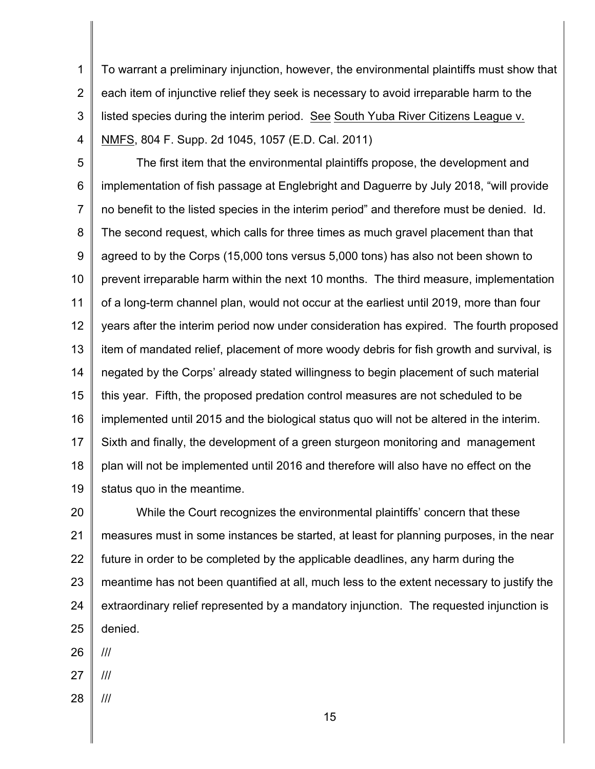To warrant a preliminary injunction, however, the environmental plaintiffs must show that each item of injunctive relief they seek is necessary to avoid irreparable harm to the listed species during the interim period. See South Yuba River Citizens League v. NMFS, 804 F. Supp. 2d 1045, 1057 (E.D. Cal. 2011)

The first item that the environmental plaintiffs propose, the development and implementation of fish passage at Englebright and Daguerre by July 2018, "will provide no benefit to the listed species in the interim period" and therefore must be denied. Id. The second request, which calls for three times as much gravel placement than that agreed to by the Corps (15,000 tons versus 5,000 tons) has also not been shown to prevent irreparable harm within the next 10 months. The third measure, implementation of a long-term channel plan, would not occur at the earliest until 2019, more than four years after the interim period now under consideration has expired. The fourth proposed item of mandated relief, placement of more woody debris for fish growth and survival, is negated by the Corps' already stated willingness to begin placement of such material this year. Fifth, the proposed predation control measures are not scheduled to be implemented until 2015 and the biological status quo will not be altered in the interim. Sixth and finally, the development of a green sturgeon monitoring and management plan will not be implemented until 2016 and therefore will also have no effect on the status quo in the meantime.

While the Court recognizes the environmental plaintiffs' concern that these measures must in some instances be started, at least for planning purposes, in the near future in order to be completed by the applicable deadlines, any harm during the meantime has not been quantified at all, much less to the extent necessary to justify the extraordinary relief represented by a mandatory injunction. The requested injunction is denied.

///

///

///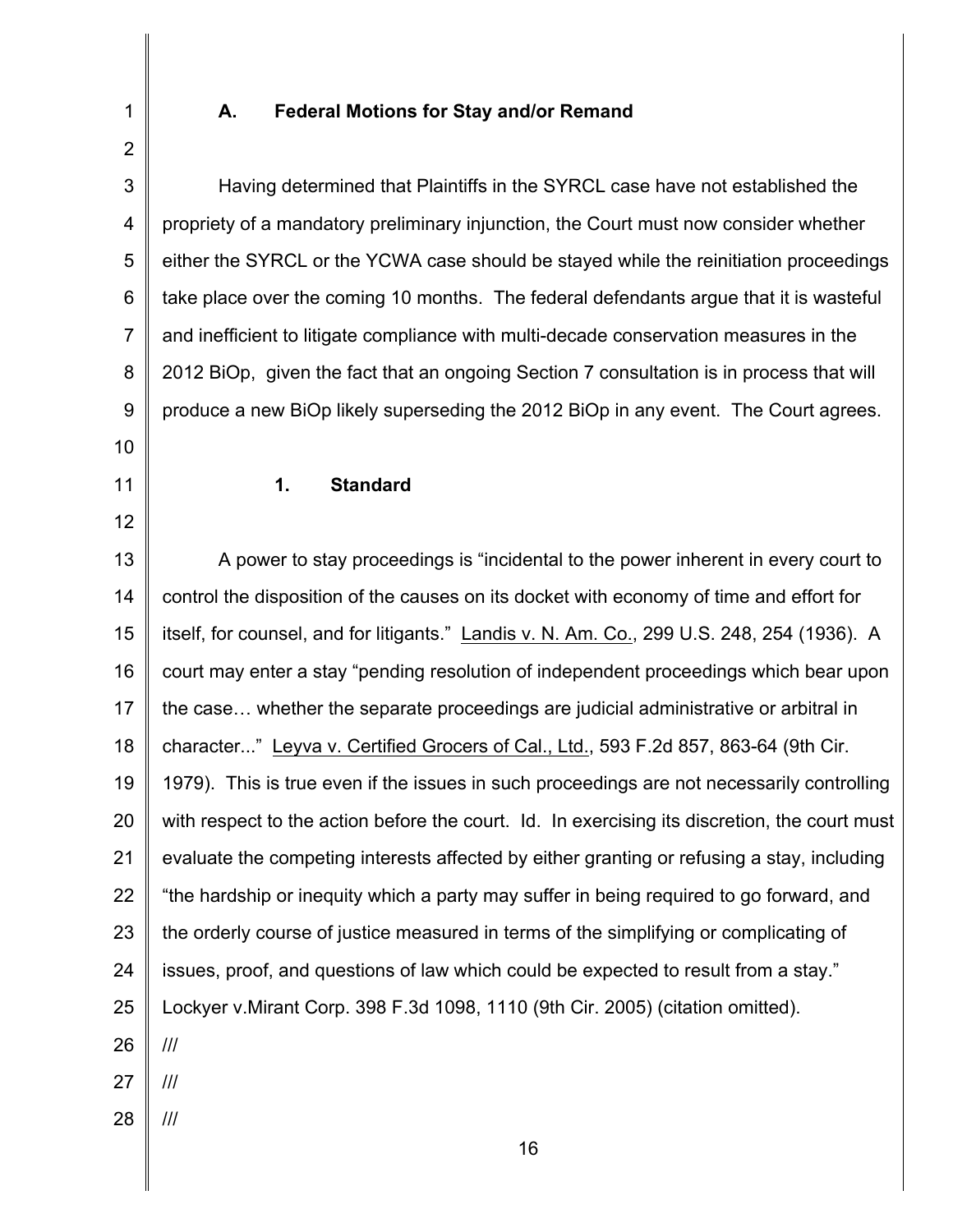### A. Federal Motions for Stay and/or Remand

Having determined that Plaintiffs in the SYRCL case have not established the propriety of a mandatory preliminary injunction, the Court must now consider whether either the SYRCL or the YCWA case should be stayed while the reinitiation proceedings take place over the coming 10 months. The federal defendants argue that it is wasteful and inefficient to litigate compliance with multi-decade conservation measures in the 2012 BiOp, given the fact that an ongoing Section 7 consultation is in process that will produce a new BiOp likely superseding the 2012 BiOp in any event. The Court agrees.

#### 1. Standard

A power to stay proceedings is "incidental to the power inherent in every court to control the disposition of the causes on its docket with economy of time and effort for itself, for counsel, and for litigants." Landis v. N. Am. Co., 299 U.S. 248, 254 (1936). A court may enter a stay "pending resolution of independent proceedings which bear upon the case… whether the separate proceedings are judicial administrative or arbitral in character..." Leyva v. Certified Grocers of Cal., Ltd., 593 F.2d 857, 863-64 (9th Cir. 1979). This is true even if the issues in such proceedings are not necessarily controlling with respect to the action before the court. Id. In exercising its discretion, the court must evaluate the competing interests affected by either granting or refusing a stay, including "the hardship or inequity which a party may suffer in being required to go forward, and the orderly course of justice measured in terms of the simplifying or complicating of issues, proof, and questions of law which could be expected to result from a stay." Lockyer v.Mirant Corp. 398 F.3d 1098, 1110 (9th Cir. 2005) (citation omitted).

///

///

///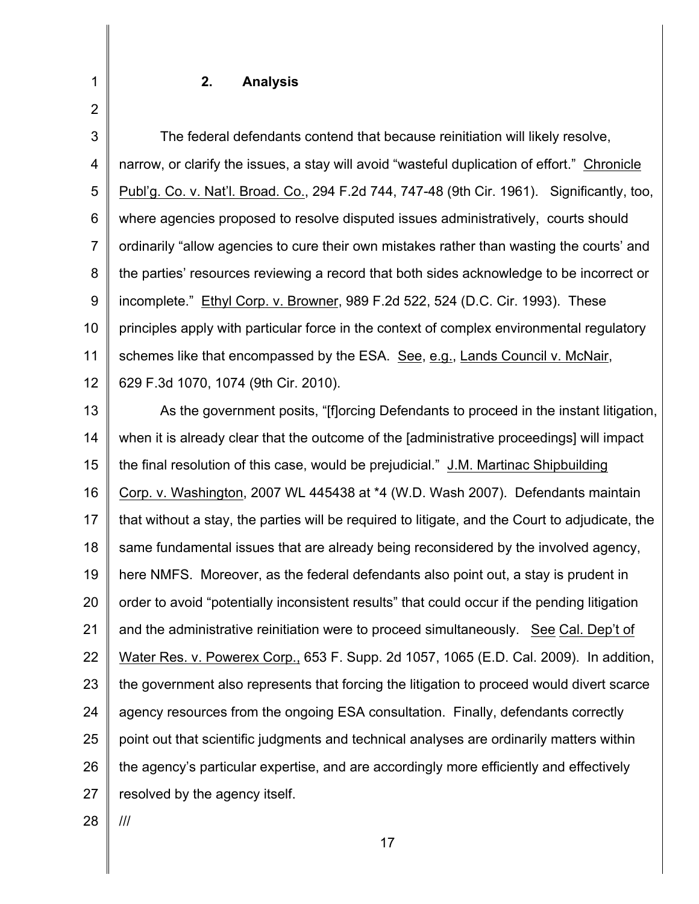### 2. Analysis

The federal defendants contend that because reinitiation will likely resolve, narrow, or clarify the issues, a stay will avoid "wasteful duplication of effort." Chronicle Publ'g. Co. v. Nat'l. Broad. Co., 294 F.2d 744, 747-48 (9th Cir. 1961). Significantly, too, where agencies proposed to resolve disputed issues administratively, courts should ordinarily "allow agencies to cure their own mistakes rather than wasting the courts' and the parties' resources reviewing a record that both sides acknowledge to be incorrect or incomplete." Ethyl Corp. v. Browner, 989 F.2d 522, 524 (D.C. Cir. 1993). These principles apply with particular force in the context of complex environmental regulatory schemes like that encompassed by the ESA. See, e.g., Lands Council v. McNair, 629 F.3d 1070, 1074 (9th Cir. 2010).

As the government posits, "[f]orcing Defendants to proceed in the instant litigation, when it is already clear that the outcome of the [administrative proceedings] will impact the final resolution of this case, would be prejudicial." J.M. Martinac Shipbuilding Corp. v. Washington, 2007 WL 445438 at *4 (W.D. Wash 2007). Defendants maintain that without a stay, the parties will be required to litigate, and the Court to adjudicate, the same fundamental issues that are already being reconsidered by the involved agency, here NMFS. Moreover, as the federal defendants also point out, a stay is prudent in order to avoid "potentially inconsistent results" that could occur if the pending litigation and the administrative reinitiation were to proceed simultaneously. See Cal. Dep't of Water Res. v. Powerex Corp., 653 F. Supp. 2d 1057, 1065 (E.D. Cal. 2009). In addition, the government also represents that forcing the litigation to proceed would divert scarce agency resources from the ongoing ESA consultation. Finally, defendants correctly point out that scientific judgments and technical analyses are ordinarily matters within the agency's particular expertise, and are accordingly more efficiently and effectively resolved by the agency itself.

///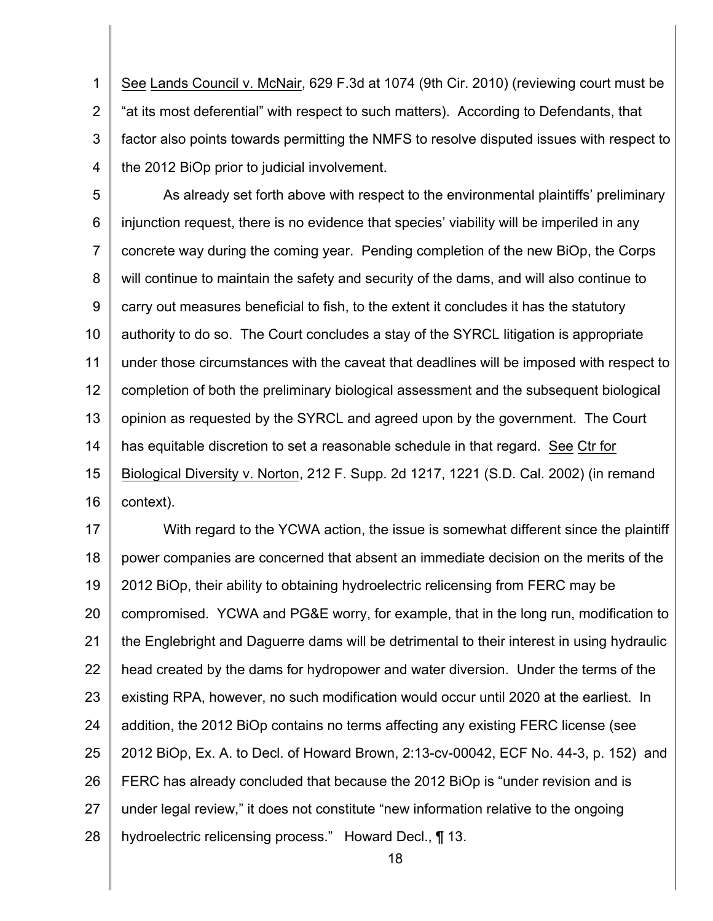See Lands Council v. McNair, 629 F.3d at 1074 (9th Cir. 2010) (reviewing court must be "at its most deferential" with respect to such matters). According to Defendants, that factor also points towards permitting the NMFS to resolve disputed issues with respect to the 2012 BiOp prior to judicial involvement.

As already set forth above with respect to the environmental plaintiffs' preliminary injunction request, there is no evidence that species' viability will be imperiled in any concrete way during the coming year. Pending completion of the new BiOp, the Corps will continue to maintain the safety and security of the dams, and will also continue to carry out measures beneficial to fish, to the extent it concludes it has the statutory authority to do so. The Court concludes a stay of the SYRCL litigation is appropriate under those circumstances with the caveat that deadlines will be imposed with respect to completion of both the preliminary biological assessment and the subsequent biological opinion as requested by the SYRCL and agreed upon by the government. The Court has equitable discretion to set a reasonable schedule in that regard. See Ctr for Biological Diversity v. Norton, 212 F. Supp. 2d 1217, 1221 (S.D. Cal. 2002) (in remand context).

With regard to the YCWA action, the issue is somewhat different since the plaintiff power companies are concerned that absent an immediate decision on the merits of the 2012 BiOp, their ability to obtaining hydroelectric relicensing from FERC may be compromised. YCWA and PG&E worry, for example, that in the long run, modification to the Englebright and Daguerre dams will be detrimental to their interest in using hydraulic head created by the dams for hydropower and water diversion. Under the terms of the existing RPA, however, no such modification would occur until 2020 at the earliest. In addition, the 2012 BiOp contains no terms affecting any existing FERC license (see 2012 BiOp, Ex. A. to Decl. of Howard Brown, 2:13-cv-00042, ECF No. 44-3, p. 152) and FERC has already concluded that because the 2012 BiOp is "under revision and is under legal review," it does not constitute "new information relative to the ongoing hydroelectric relicensing process." Howard Decl., ¶ 13.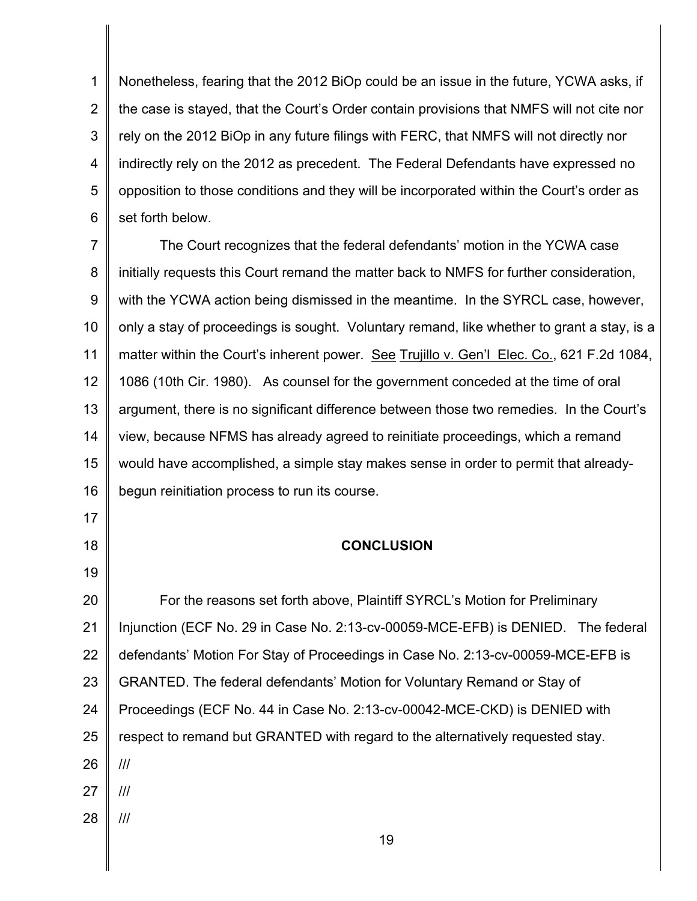Nonetheless, fearing that the 2012 BiOp could be an issue in the future, YCWA asks, if the case is stayed, that the Court's Order contain provisions that NMFS will not cite nor rely on the 2012 BiOp in any future filings with FERC, that NMFS will not directly nor indirectly rely on the 2012 as precedent. The Federal Defendants have expressed no opposition to those conditions and they will be incorporated within the Court's order as set forth below.

The Court recognizes that the federal defendants' motion in the YCWA case initially requests this Court remand the matter back to NMFS for further consideration, with the YCWA action being dismissed in the meantime. In the SYRCL case, however, only a stay of proceedings is sought. Voluntary remand, like whether to grant a stay, is a matter within the Court's inherent power. See Trujillo v. Gen'l Elec. Co., 621 F.2d 1084, 1086 (10th Cir. 1980). As counsel for the government conceded at the time of oral argument, there is no significant difference between those two remedies. In the Court's view, because NFMS has already agreed to reinitiate proceedings, which a remand would have accomplished, a simple stay makes sense in order to permit that already-begun reinitiation process to run its course.

## CONCLUSION

For the reasons set forth above, Plaintiff SYRCL's Motion for Preliminary Injunction (ECF No. 29 in Case No. 2:13-cv-00059-MCE-EFB) is DENIED. The federal defendants' Motion For Stay of Proceedings in Case No. 2:13-cv-00059-MCE-EFB is GRANTED. The federal defendants' Motion for Voluntary Remand or Stay of Proceedings (ECF No. 44 in Case No. 2:13-cv-00042-MCE-CKD) is DENIED with respect to remand but GRANTED with regard to the alternatively requested stay.

///

///

///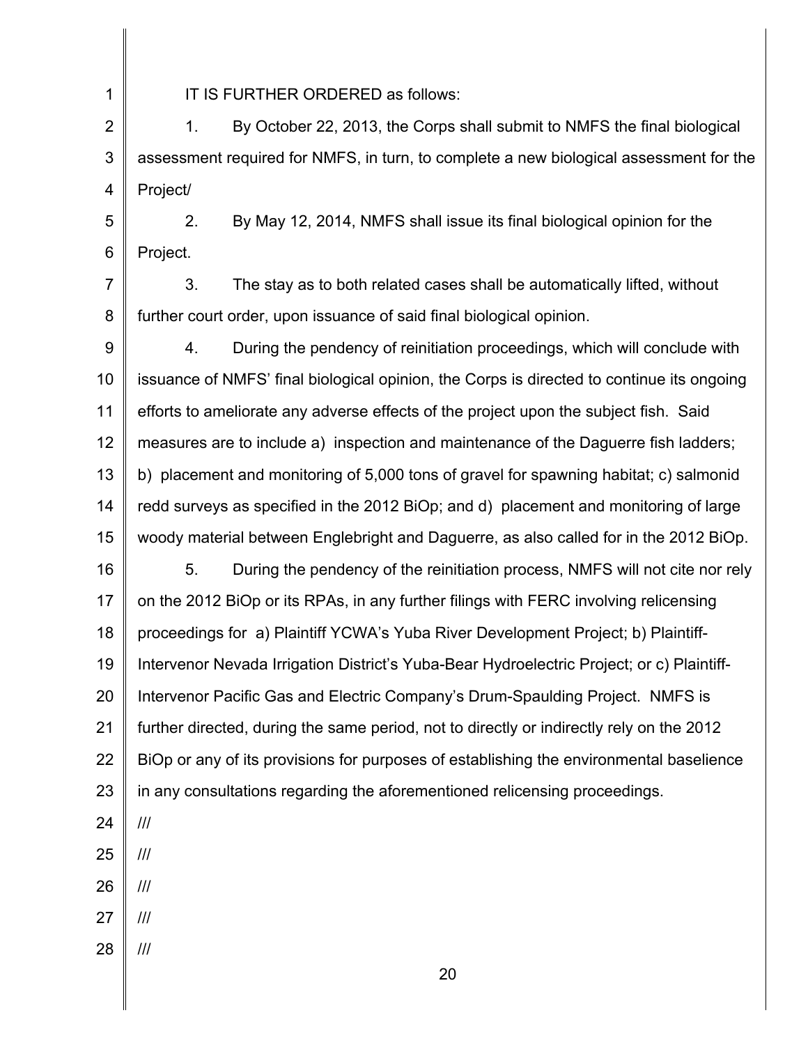IT IS FURTHER ORDERED as follows:

1. By October 22, 2013, the Corps shall submit to NMFS the final biological assessment required for NMFS, in turn, to complete a new biological assessment for the Project/

2. By May 12, 2014, NMFS shall issue its final biological opinion for the Project.

3. The stay as to both related cases shall be automatically lifted, without further court order, upon issuance of said final biological opinion.

4. During the pendency of reinitiation proceedings, which will conclude with issuance of NMFS' final biological opinion, the Corps is directed to continue its ongoing efforts to ameliorate any adverse effects of the project upon the subject fish. Said measures are to include a) inspection and maintenance of the Daguerre fish ladders; b) placement and monitoring of 5,000 tons of gravel for spawning habitat; c) salmonid redd surveys as specified in the 2012 BiOp; and d) placement and monitoring of large woody material between Englebright and Daguerre, as also called for in the 2012 BiOp.

5. During the pendency of the reinitiation process, NMFS will not cite nor rely on the 2012 BiOp or its RPAs, in any further filings with FERC involving relicensing proceedings for a) Plaintiff YCWA's Yuba River Development Project; b) Plaintiff-Intervenor Nevada Irrigation District's Yuba-Bear Hydroelectric Project; or c) Plaintiff-Intervenor Pacific Gas and Electric Company's Drum-Spaulding Project. NMFS is further directed, during the same period, not to directly or indirectly rely on the 2012 BiOp or any of its provisions for purposes of establishing the environmental baselience in any consultations regarding the aforementioned relicensing proceedings.

///

///

///

///

///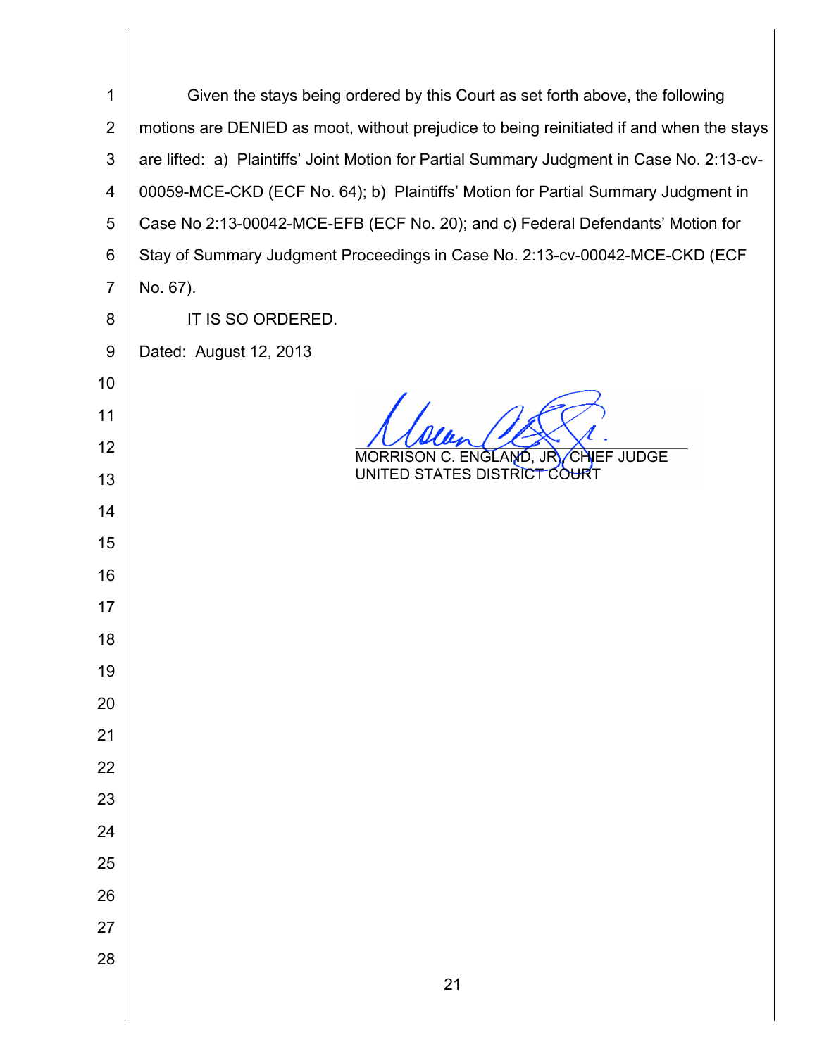Given the stays being ordered by this Court as set forth above, the following motions are DENIED as moot, without prejudice to being reinitiated if and when the stays are lifted: a) Plaintiffs' Joint Motion for Partial Summary Judgment in Case No. 2:13-cv-00059-MCE-CKD (ECF No. 64); b) Plaintiffs' Motion for Partial Summary Judgment in Case No 2:13-00042-MCE-EFB (ECF No. 20); and c) Federal Defendants' Motion for Stay of Summary Judgment Proceedings in Case No. 2:13-cv-00042-MCE-CKD (ECF No. 67).

IT IS SO ORDERED.

Dated: August 12, 2013

MORRISON C. ENGLAND, JR, CHIEF JUDGE
UNITED STATES DISTRICT COURT